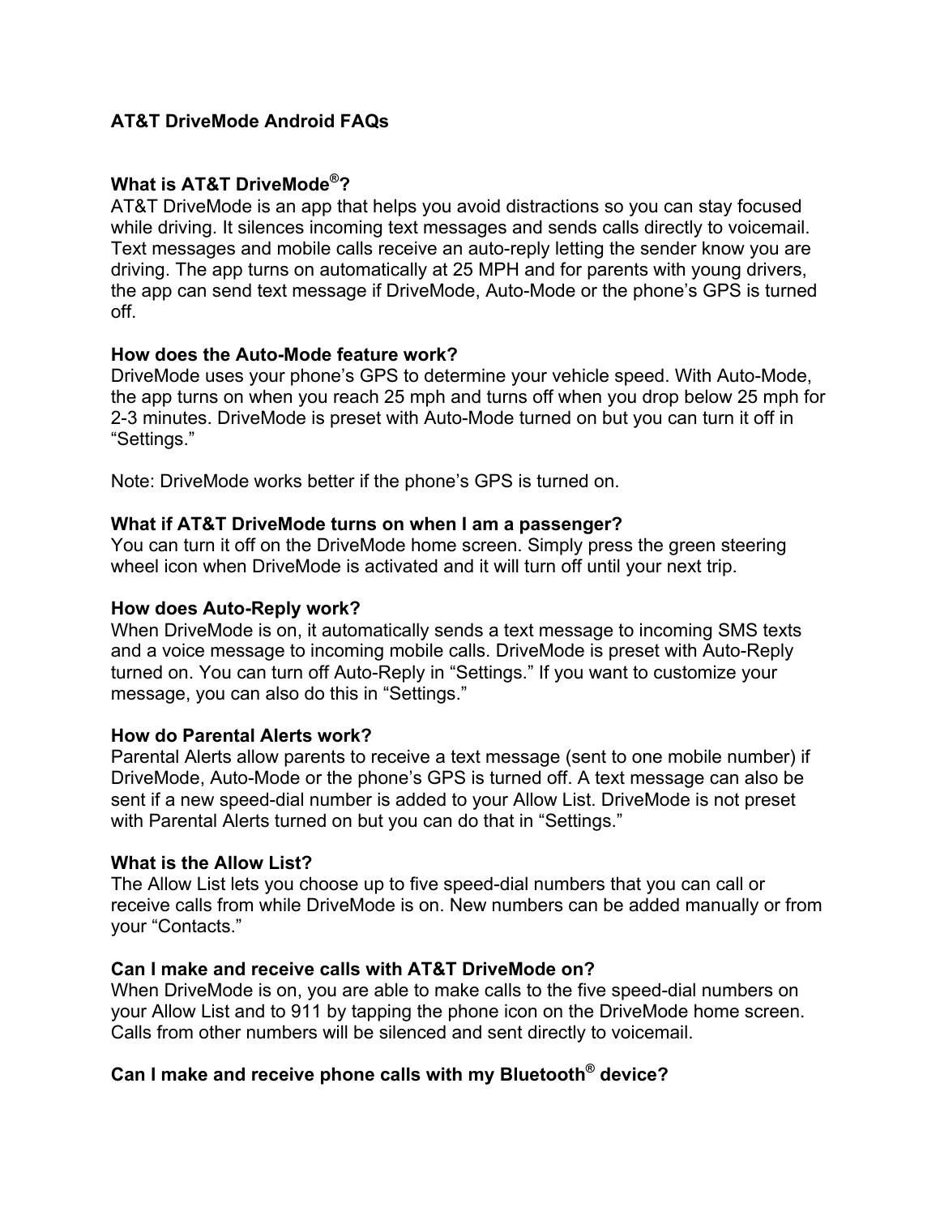# AT&T DriveMode Android FAQs

## What is AT&T DriveMode®?

AT&T DriveMode is an app that helps you avoid distractions so you can stay focused while driving. It silences incoming text messages and sends calls directly to voicemail. Text messages and mobile calls receive an auto-reply letting the sender know you are driving. The app turns on automatically at 25 MPH and for parents with young drivers, the app can send text message if DriveMode, Auto-Mode or the phone's GPS is turned off.

## How does the Auto-Mode feature work?

DriveMode uses your phone's GPS to determine your vehicle speed. With Auto-Mode, the app turns on when you reach 25 mph and turns off when you drop below 25 mph for 2-3 minutes. DriveMode is preset with Auto-Mode turned on but you can turn it off in "Settings."

Note: DriveMode works better if the phone's GPS is turned on.

## What if AT&T DriveMode turns on when I am a passenger?

You can turn it off on the DriveMode home screen. Simply press the green steering wheel icon when DriveMode is activated and it will turn off until your next trip.

## How does Auto-Reply work?

When DriveMode is on, it automatically sends a text message to incoming SMS texts and a voice message to incoming mobile calls. DriveMode is preset with Auto-Reply turned on. You can turn off Auto-Reply in "Settings." If you want to customize your message, you can also do this in "Settings."

## How do Parental Alerts work?

Parental Alerts allow parents to receive a text message (sent to one mobile number) if DriveMode, Auto-Mode or the phone's GPS is turned off. A text message can also be sent if a new speed-dial number is added to your Allow List. DriveMode is not preset with Parental Alerts turned on but you can do that in "Settings."

## What is the Allow List?

The Allow List lets you choose up to five speed-dial numbers that you can call or receive calls from while DriveMode is on. New numbers can be added manually or from your "Contacts."

## Can I make and receive calls with AT&T DriveMode on?

When DriveMode is on, you are able to make calls to the five speed-dial numbers on your Allow List and to 911 by tapping the phone icon on the DriveMode home screen. Calls from other numbers will be silenced and sent directly to voicemail.

## Can I make and receive phone calls with my Bluetooth® device?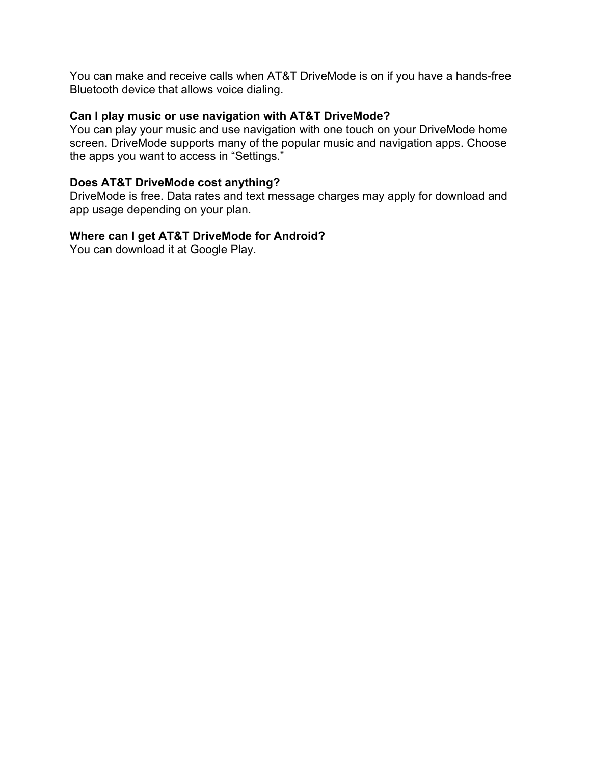You can make and receive calls when AT&T DriveMode is on if you have a hands-free Bluetooth device that allows voice dialing.

**Can I play music or use navigation with AT&T DriveMode?**
You can play your music and use navigation with one touch on your DriveMode home screen. DriveMode supports many of the popular music and navigation apps. Choose the apps you want to access in “Settings.”

**Does AT&T DriveMode cost anything?**
DriveMode is free. Data rates and text message charges may apply for download and app usage depending on your plan.

**Where can I get AT&T DriveMode for Android?**
You can download it at Google Play.